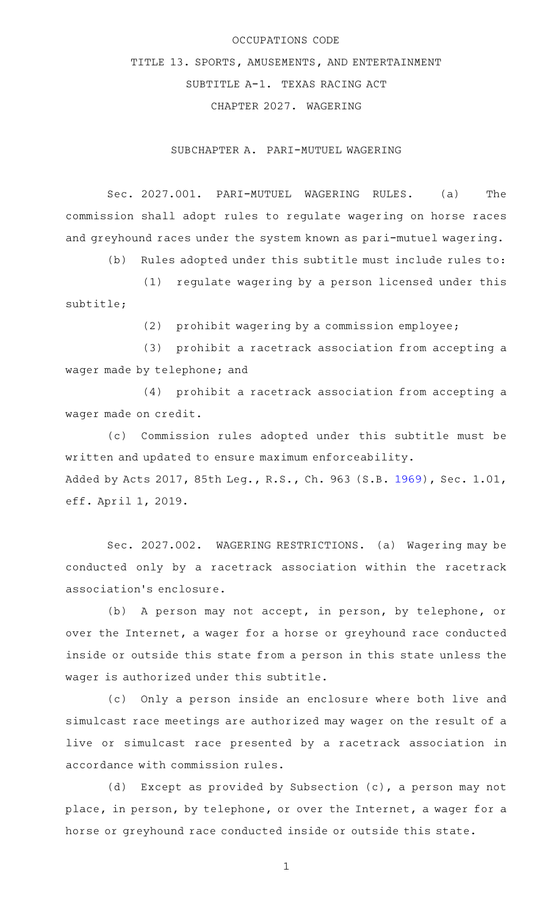# OCCUPATIONS CODE

## TITLE 13. SPORTS, AMUSEMENTS, AND ENTERTAINMENT

## SUBTITLE A-1. TEXAS RACING ACT

## CHAPTER 2027. WAGERING

### SUBCHAPTER A. PARI-MUTUEL WAGERING

Sec. 2027.001. PARI-MUTUEL WAGERING RULES. (a) The commission shall adopt rules to regulate wagering on horse races and greyhound races under the system known as pari-mutuel wagering.

(b) Rules adopted under this subtitle must include rules to:

(1) regulate wagering by a person licensed under this subtitle;

(2) prohibit wagering by a commission employee;

(3) prohibit a racetrack association from accepting a wager made by telephone; and

(4) prohibit a racetrack association from accepting a wager made on credit.

(c) Commission rules adopted under this subtitle must be written and updated to ensure maximum enforceability.

Added by Acts 2017, 85th Leg., R.S., Ch. 963 (S.B. 1969), Sec. 1.01, eff. April 1, 2019.

Sec. 2027.002. WAGERING RESTRICTIONS. (a) Wagering may be conducted only by a racetrack association within the racetrack association's enclosure.

(b) A person may not accept, in person, by telephone, or over the Internet, a wager for a horse or greyhound race conducted inside or outside this state from a person in this state unless the wager is authorized under this subtitle.

(c) Only a person inside an enclosure where both live and simulcast race meetings are authorized may wager on the result of a live or simulcast race presented by a racetrack association in accordance with commission rules.

(d) Except as provided by Subsection (c), a person may not place, in person, by telephone, or over the Internet, a wager for a horse or greyhound race conducted inside or outside this state.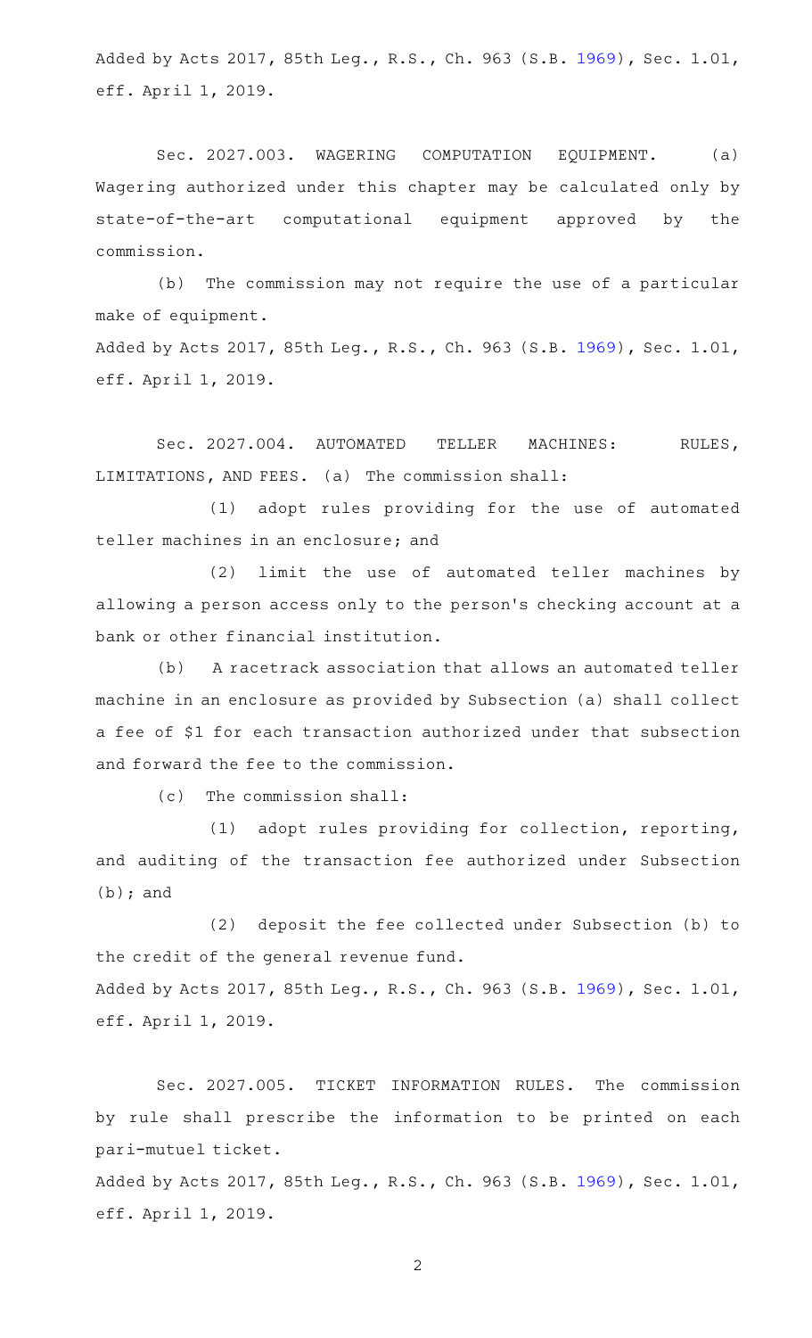Added by Acts 2017, 85th Leg., R.S., Ch. 963 (S.B. 1969), Sec. 1.01, eff. April 1, 2019.

Sec. 2027.003. WAGERING COMPUTATION EQUIPMENT. (a) Wagering authorized under this chapter may be calculated only by state-of-the-art computational equipment approved by the commission.

(b) The commission may not require the use of a particular make of equipment.

Added by Acts 2017, 85th Leg., R.S., Ch. 963 (S.B. 1969), Sec. 1.01, eff. April 1, 2019.

Sec. 2027.004. AUTOMATED TELLER MACHINES: RULES, LIMITATIONS, AND FEES. (a) The commission shall:

(1) adopt rules providing for the use of automated teller machines in an enclosure; and

(2) limit the use of automated teller machines by allowing a person access only to the person's checking account at a bank or other financial institution.

(b) A racetrack association that allows an automated teller machine in an enclosure as provided by Subsection (a) shall collect a fee of $1 for each transaction authorized under that subsection and forward the fee to the commission.

(c) The commission shall:

(1) adopt rules providing for collection, reporting, and auditing of the transaction fee authorized under Subsection (b); and

(2) deposit the fee collected under Subsection (b) to the credit of the general revenue fund.

Added by Acts 2017, 85th Leg., R.S., Ch. 963 (S.B. 1969), Sec. 1.01, eff. April 1, 2019.

Sec. 2027.005. TICKET INFORMATION RULES. The commission by rule shall prescribe the information to be printed on each pari-mutuel ticket.

Added by Acts 2017, 85th Leg., R.S., Ch. 963 (S.B. 1969), Sec. 1.01, eff. April 1, 2019.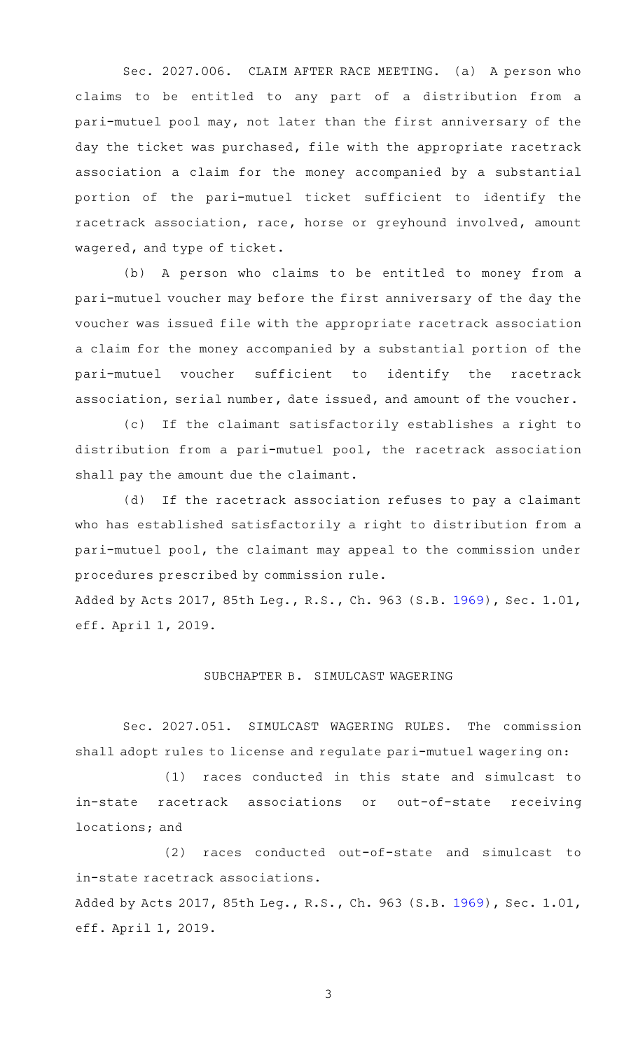Sec. 2027.006. CLAIM AFTER RACE MEETING. (a) A person who claims to be entitled to any part of a distribution from a pari-mutuel pool may, not later than the first anniversary of the day the ticket was purchased, file with the appropriate racetrack association a claim for the money accompanied by a substantial portion of the pari-mutuel ticket sufficient to identify the racetrack association, race, horse or greyhound involved, amount wagered, and type of ticket.

(b) A person who claims to be entitled to money from a pari-mutuel voucher may before the first anniversary of the day the voucher was issued file with the appropriate racetrack association a claim for the money accompanied by a substantial portion of the pari-mutuel voucher sufficient to identify the racetrack association, serial number, date issued, and amount of the voucher.

(c) If the claimant satisfactorily establishes a right to distribution from a pari-mutuel pool, the racetrack association shall pay the amount due the claimant.

(d) If the racetrack association refuses to pay a claimant who has established satisfactorily a right to distribution from a pari-mutuel pool, the claimant may appeal to the commission under procedures prescribed by commission rule.

Added by Acts 2017, 85th Leg., R.S., Ch. 963 (S.B. 1969), Sec. 1.01, eff. April 1, 2019.

## SUBCHAPTER B. SIMULCAST WAGERING

Sec. 2027.051. SIMULCAST WAGERING RULES. The commission shall adopt rules to license and regulate pari-mutuel wagering on:

(1) races conducted in this state and simulcast to in-state racetrack associations or out-of-state receiving locations; and

(2) races conducted out-of-state and simulcast to in-state racetrack associations.

Added by Acts 2017, 85th Leg., R.S., Ch. 963 (S.B. 1969), Sec. 1.01, eff. April 1, 2019.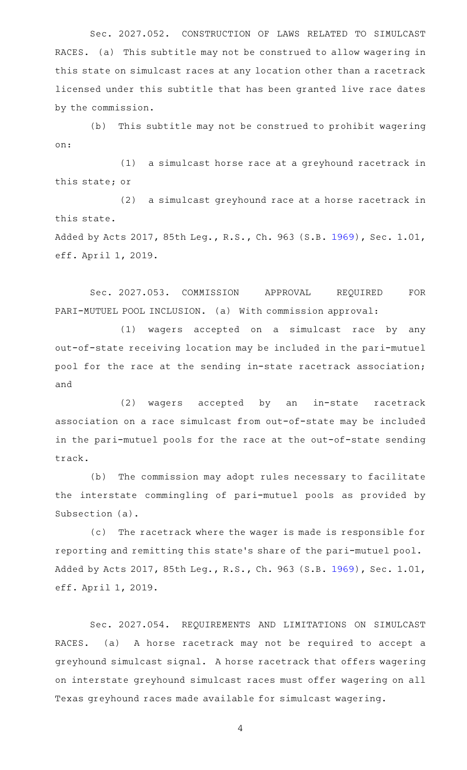Sec. 2027.052. CONSTRUCTION OF LAWS RELATED TO SIMULCAST RACES. (a) This subtitle may not be construed to allow wagering in this state on simulcast races at any location other than a racetrack licensed under this subtitle that has been granted live race dates by the commission.

(b) This subtitle may not be construed to prohibit wagering on:

(1) a simulcast horse race at a greyhound racetrack in this state; or

(2) a simulcast greyhound race at a horse racetrack in this state.

Added by Acts 2017, 85th Leg., R.S., Ch. 963 (S.B. 1969), Sec. 1.01, eff. April 1, 2019.

Sec. 2027.053. COMMISSION APPROVAL REQUIRED FOR PARI-MUTUEL POOL INCLUSION. (a) With commission approval:

(1) wagers accepted on a simulcast race by any out-of-state receiving location may be included in the pari-mutuel pool for the race at the sending in-state racetrack association; and

(2) wagers accepted by an in-state racetrack association on a race simulcast from out-of-state may be included in the pari-mutuel pools for the race at the out-of-state sending track.

(b) The commission may adopt rules necessary to facilitate the interstate commingling of pari-mutuel pools as provided by Subsection (a).

(c) The racetrack where the wager is made is responsible for reporting and remitting this state's share of the pari-mutuel pool.

Added by Acts 2017, 85th Leg., R.S., Ch. 963 (S.B. 1969), Sec. 1.01, eff. April 1, 2019.

Sec. 2027.054. REQUIREMENTS AND LIMITATIONS ON SIMULCAST RACES. (a) A horse racetrack may not be required to accept a greyhound simulcast signal. A horse racetrack that offers wagering on interstate greyhound simulcast races must offer wagering on all Texas greyhound races made available for simulcast wagering.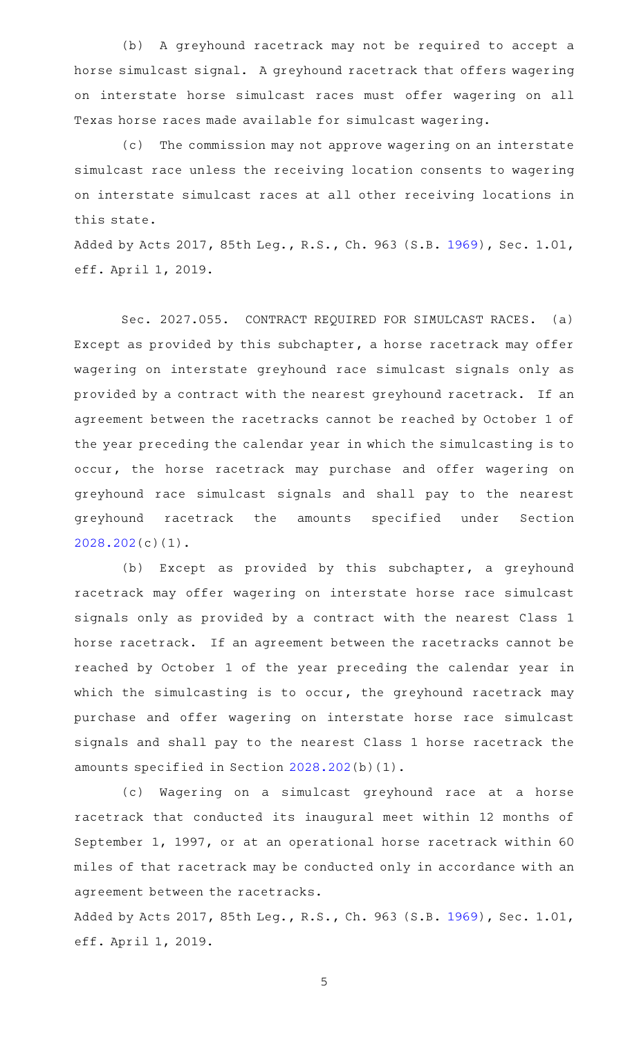(b) A greyhound racetrack may not be required to accept a horse simulcast signal. A greyhound racetrack that offers wagering on interstate horse simulcast races must offer wagering on all Texas horse races made available for simulcast wagering.

(c) The commission may not approve wagering on an interstate simulcast race unless the receiving location consents to wagering on interstate simulcast races at all other receiving locations in this state.

Added by Acts 2017, 85th Leg., R.S., Ch. 963 (S.B. 1969), Sec. 1.01, eff. April 1, 2019.

Sec. 2027.055. CONTRACT REQUIRED FOR SIMULCAST RACES. (a) Except as provided by this subchapter, a horse racetrack may offer wagering on interstate greyhound race simulcast signals only as provided by a contract with the nearest greyhound racetrack. If an agreement between the racetracks cannot be reached by October 1 of the year preceding the calendar year in which the simulcasting is to occur, the horse racetrack may purchase and offer wagering on greyhound race simulcast signals and shall pay to the nearest greyhound racetrack the amounts specified under Section 2028.202(c)(1).

(b) Except as provided by this subchapter, a greyhound racetrack may offer wagering on interstate horse race simulcast signals only as provided by a contract with the nearest Class 1 horse racetrack. If an agreement between the racetracks cannot be reached by October 1 of the year preceding the calendar year in which the simulcasting is to occur, the greyhound racetrack may purchase and offer wagering on interstate horse race simulcast signals and shall pay to the nearest Class 1 horse racetrack the amounts specified in Section 2028.202(b)(1).

(c) Wagering on a simulcast greyhound race at a horse racetrack that conducted its inaugural meet within 12 months of September 1, 1997, or at an operational horse racetrack within 60 miles of that racetrack may be conducted only in accordance with an agreement between the racetracks.

Added by Acts 2017, 85th Leg., R.S., Ch. 963 (S.B. 1969), Sec. 1.01, eff. April 1, 2019.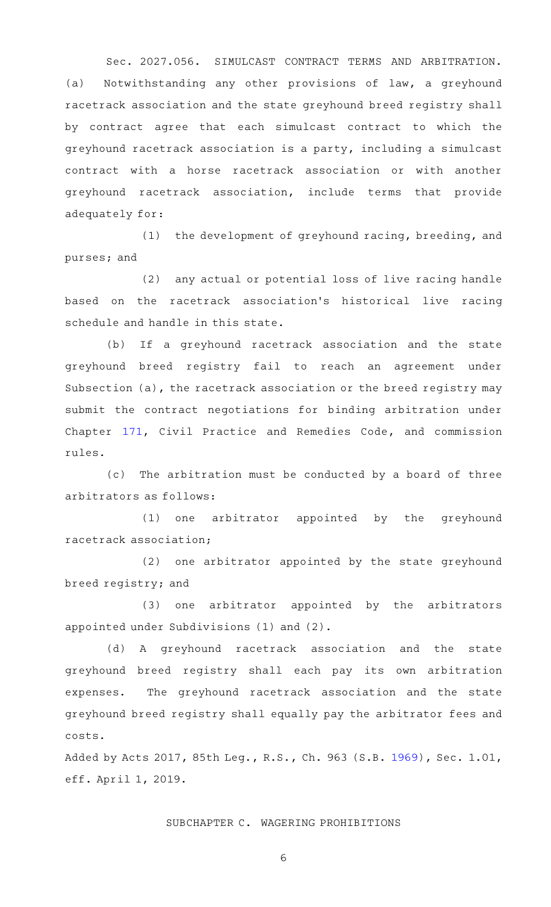Sec. 2027.056. SIMULCAST CONTRACT TERMS AND ARBITRATION. (a) Notwithstanding any other provisions of law, a greyhound racetrack association and the state greyhound breed registry shall by contract agree that each simulcast contract to which the greyhound racetrack association is a party, including a simulcast contract with a horse racetrack association or with another greyhound racetrack association, include terms that provide adequately for:

(1) the development of greyhound racing, breeding, and purses; and

(2) any actual or potential loss of live racing handle based on the racetrack association's historical live racing schedule and handle in this state.

(b) If a greyhound racetrack association and the state greyhound breed registry fail to reach an agreement under Subsection (a), the racetrack association or the breed registry may submit the contract negotiations for binding arbitration under Chapter 171, Civil Practice and Remedies Code, and commission rules.

(c) The arbitration must be conducted by a board of three arbitrators as follows:

(1) one arbitrator appointed by the greyhound racetrack association;

(2) one arbitrator appointed by the state greyhound breed registry; and

(3) one arbitrator appointed by the arbitrators appointed under Subdivisions (1) and (2).

(d) A greyhound racetrack association and the state greyhound breed registry shall each pay its own arbitration expenses. The greyhound racetrack association and the state greyhound breed registry shall equally pay the arbitrator fees and costs.

Added by Acts 2017, 85th Leg., R.S., Ch. 963 (S.B. 1969), Sec. 1.01, eff. April 1, 2019.

## SUBCHAPTER C. WAGERING PROHIBITIONS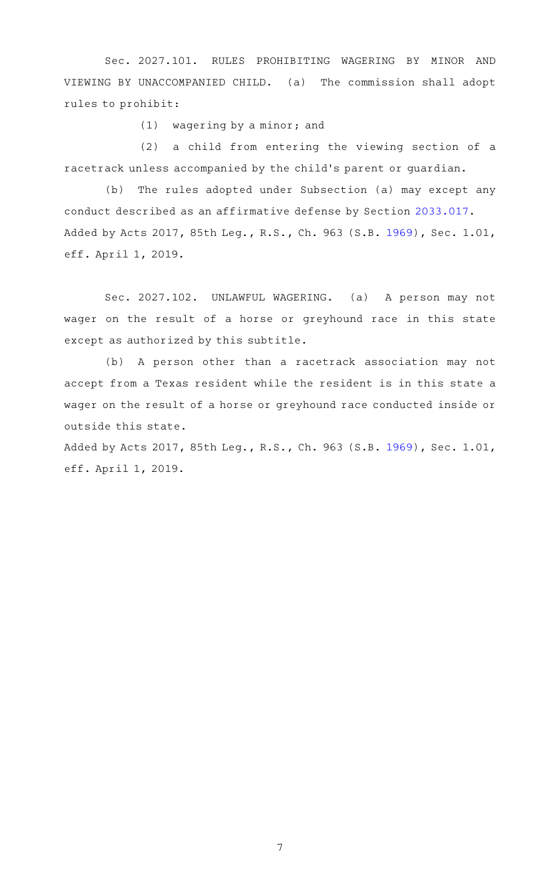Sec. 2027.101. RULES PROHIBITING WAGERING BY MINOR AND VIEWING BY UNACCOMPANIED CHILD. (a) The commission shall adopt rules to prohibit:

(1) wagering by a minor; and

(2) a child from entering the viewing section of a racetrack unless accompanied by the child's parent or guardian.

(b) The rules adopted under Subsection (a) may except any conduct described as an affirmative defense by Section 2033.017.

Added by Acts 2017, 85th Leg., R.S., Ch. 963 (S.B. 1969), Sec. 1.01, eff. April 1, 2019.

Sec. 2027.102. UNLAWFUL WAGERING. (a) A person may not wager on the result of a horse or greyhound race in this state except as authorized by this subtitle.

(b) A person other than a racetrack association may not accept from a Texas resident while the resident is in this state a wager on the result of a horse or greyhound race conducted inside or outside this state.

Added by Acts 2017, 85th Leg., R.S., Ch. 963 (S.B. 1969), Sec. 1.01, eff. April 1, 2019.